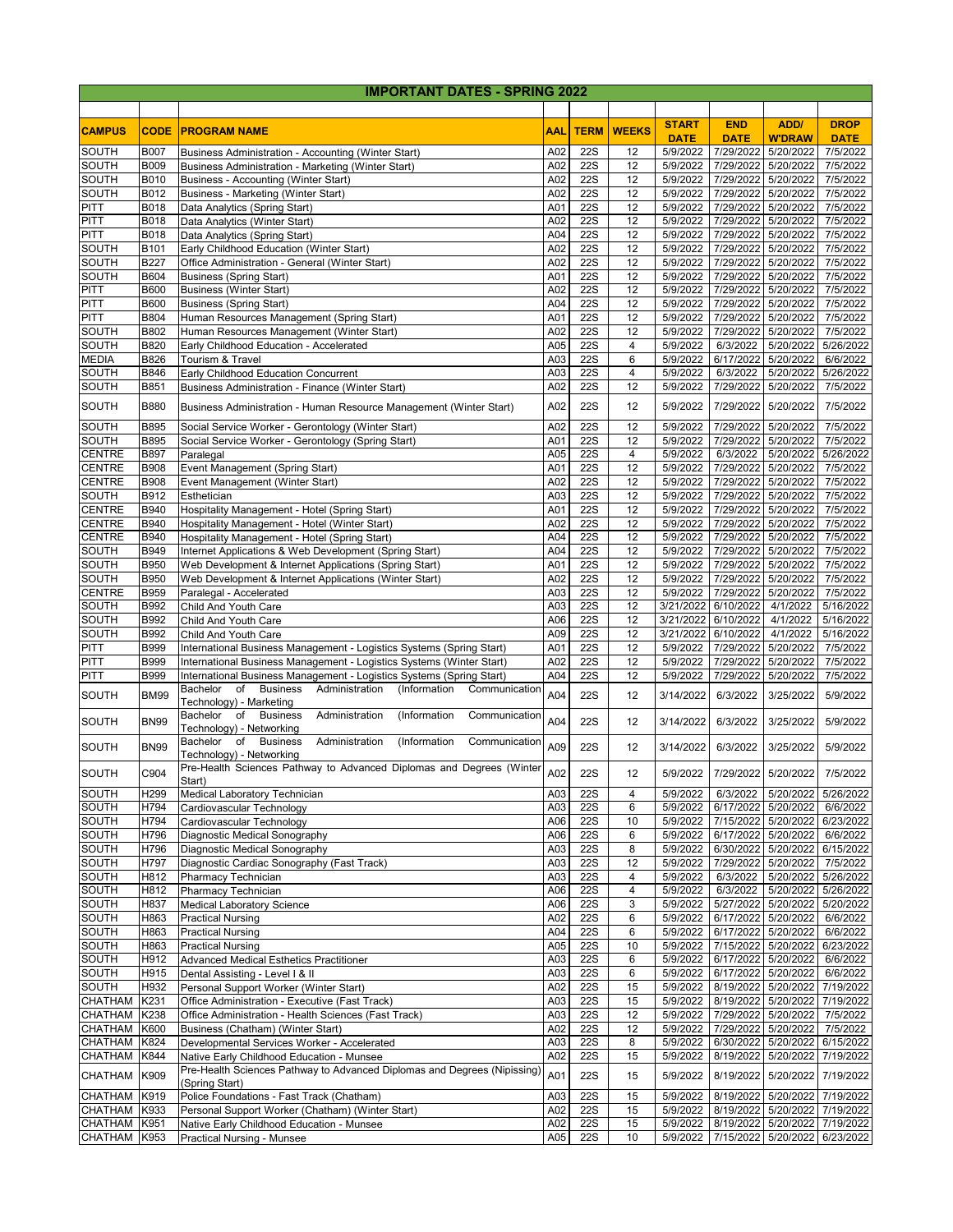# IMPORTANT DATES - SPRING 2022

| CAMPUS | CODE | PROGRAM NAME | AAL | TERM | WEEKS | START DATE | END DATE | ADD/ W'DRAW | DROP DATE |
|---|---|---|---|---|---|---|---|---|---|
| SOUTH | B007 | Business Administration - Accounting (Winter Start) | A02 | 22S | 12 | 5/9/2022 | 7/29/2022 | 5/20/2022 | 7/5/2022 |
| SOUTH | B009 | Business Administration - Marketing (Winter Start) | A02 | 22S | 12 | 5/9/2022 | 7/29/2022 | 5/20/2022 | 7/5/2022 |
| SOUTH | B010 | Business - Accounting (Winter Start) | A02 | 22S | 12 | 5/9/2022 | 7/29/2022 | 5/20/2022 | 7/5/2022 |
| SOUTH | B012 | Business - Marketing (Winter Start) | A02 | 22S | 12 | 5/9/2022 | 7/29/2022 | 5/20/2022 | 7/5/2022 |
| PITT | B018 | Data Analytics (Spring Start) | A01 | 22S | 12 | 5/9/2022 | 7/29/2022 | 5/20/2022 | 7/5/2022 |
| PITT | B018 | Data Analytics (Winter Start) | A02 | 22S | 12 | 5/9/2022 | 7/29/2022 | 5/20/2022 | 7/5/2022 |
| PITT | B018 | Data Analytics (Spring Start) | A04 | 22S | 12 | 5/9/2022 | 7/29/2022 | 5/20/2022 | 7/5/2022 |
| SOUTH | B101 | Early Childhood Education (Winter Start) | A02 | 22S | 12 | 5/9/2022 | 7/29/2022 | 5/20/2022 | 7/5/2022 |
| SOUTH | B227 | Office Administration - General (Winter Start) | A02 | 22S | 12 | 5/9/2022 | 7/29/2022 | 5/20/2022 | 7/5/2022 |
| SOUTH | B604 | Business (Spring Start) | A01 | 22S | 12 | 5/9/2022 | 7/29/2022 | 5/20/2022 | 7/5/2022 |
| PITT | B600 | Business (Winter Start) | A02 | 22S | 12 | 5/9/2022 | 7/29/2022 | 5/20/2022 | 7/5/2022 |
| PITT | B600 | Business (Spring Start) | A04 | 22S | 12 | 5/9/2022 | 7/29/2022 | 5/20/2022 | 7/5/2022 |
| PITT | B804 | Human Resources Management (Spring Start) | A01 | 22S | 12 | 5/9/2022 | 7/29/2022 | 5/20/2022 | 7/5/2022 |
| SOUTH | B802 | Human Resources Management (Winter Start) | A02 | 22S | 12 | 5/9/2022 | 7/29/2022 | 5/20/2022 | 7/5/2022 |
| SOUTH | B820 | Early Childhood Education - Accelerated | A05 | 22S | 4 | 5/9/2022 | 6/3/2022 | 5/20/2022 | 5/26/2022 |
| MEDIA | B826 | Tourism & Travel | A03 | 22S | 6 | 5/9/2022 | 6/17/2022 | 5/20/2022 | 6/6/2022 |
| SOUTH | B846 | Early Childhood Education Concurrent | A03 | 22S | 4 | 5/9/2022 | 6/3/2022 | 5/20/2022 | 5/26/2022 |
| SOUTH | B851 | Business Administration - Finance (Winter Start) | A02 | 22S | 12 | 5/9/2022 | 7/29/2022 | 5/20/2022 | 7/5/2022 |
| SOUTH | B880 | Business Administration - Human Resource Management (Winter Start) | A02 | 22S | 12 | 5/9/2022 | 7/29/2022 | 5/20/2022 | 7/5/2022 |
| SOUTH | B895 | Social Service Worker - Gerontology (Winter Start) | A02 | 22S | 12 | 5/9/2022 | 7/29/2022 | 5/20/2022 | 7/5/2022 |
| SOUTH | B895 | Social Service Worker - Gerontology (Spring Start) | A01 | 22S | 12 | 5/9/2022 | 7/29/2022 | 5/20/2022 | 7/5/2022 |
| CENTRE | B897 | Paralegal | A05 | 22S | 4 | 5/9/2022 | 6/3/2022 | 5/20/2022 | 5/26/2022 |
| CENTRE | B908 | Event Management (Spring Start) | A01 | 22S | 12 | 5/9/2022 | 7/29/2022 | 5/20/2022 | 7/5/2022 |
| CENTRE | B908 | Event Management (Winter Start) | A02 | 22S | 12 | 5/9/2022 | 7/29/2022 | 5/20/2022 | 7/5/2022 |
| SOUTH | B912 | Esthetician | A03 | 22S | 12 | 5/9/2022 | 7/29/2022 | 5/20/2022 | 7/5/2022 |
| CENTRE | B940 | Hospitality Management - Hotel (Spring Start) | A01 | 22S | 12 | 5/9/2022 | 7/29/2022 | 5/20/2022 | 7/5/2022 |
| CENTRE | B940 | Hospitality Management - Hotel (Winter Start) | A02 | 22S | 12 | 5/9/2022 | 7/29/2022 | 5/20/2022 | 7/5/2022 |
| CENTRE | B940 | Hospitality Management - Hotel (Spring Start) | A04 | 22S | 12 | 5/9/2022 | 7/29/2022 | 5/20/2022 | 7/5/2022 |
| SOUTH | B949 | Internet Applications & Web Development (Spring Start) | A04 | 22S | 12 | 5/9/2022 | 7/29/2022 | 5/20/2022 | 7/5/2022 |
| SOUTH | B950 | Web Development & Internet Applications (Spring Start) | A01 | 22S | 12 | 5/9/2022 | 7/29/2022 | 5/20/2022 | 7/5/2022 |
| SOUTH | B950 | Web Development & Internet Applications (Winter Start) | A02 | 22S | 12 | 5/9/2022 | 7/29/2022 | 5/20/2022 | 7/5/2022 |
| CENTRE | B959 | Paralegal - Accelerated | A03 | 22S | 12 | 5/9/2022 | 7/29/2022 | 5/20/2022 | 7/5/2022 |
| SOUTH | B992 | Child And Youth Care | A03 | 22S | 12 | 3/21/2022 | 6/10/2022 | 4/1/2022 | 5/16/2022 |
| SOUTH | B992 | Child And Youth Care | A06 | 22S | 12 | 3/21/2022 | 6/10/2022 | 4/1/2022 | 5/16/2022 |
| SOUTH | B992 | Child And Youth Care | A09 | 22S | 12 | 3/21/2022 | 6/10/2022 | 4/1/2022 | 5/16/2022 |
| PITT | B999 | International Business Management - Logistics Systems (Spring Start) | A01 | 22S | 12 | 5/9/2022 | 7/29/2022 | 5/20/2022 | 7/5/2022 |
| PITT | B999 | International Business Management - Logistics Systems (Winter Start) | A02 | 22S | 12 | 5/9/2022 | 7/29/2022 | 5/20/2022 | 7/5/2022 |
| PITT | B999 | International Business Management - Logistics Systems (Spring Start) | A04 | 22S | 12 | 5/9/2022 | 7/29/2022 | 5/20/2022 | 7/5/2022 |
| SOUTH | BM99 | Bachelor of Business Administration (Information Communication Technology) - Marketing | A04 | 22S | 12 | 3/14/2022 | 6/3/2022 | 3/25/2022 | 5/9/2022 |
| SOUTH | BN99 | Bachelor of Business Administration (Information Communication Technology) - Networking | A04 | 22S | 12 | 3/14/2022 | 6/3/2022 | 3/25/2022 | 5/9/2022 |
| SOUTH | BN99 | Bachelor of Business Administration (Information Communication Technology) - Networking | A09 | 22S | 12 | 3/14/2022 | 6/3/2022 | 3/25/2022 | 5/9/2022 |
| SOUTH | C904 | Pre-Health Sciences Pathway to Advanced Diplomas and Degrees (Winter Start) | A02 | 22S | 12 | 5/9/2022 | 7/29/2022 | 5/20/2022 | 7/5/2022 |
| SOUTH | H299 | Medical Laboratory Technician | A03 | 22S | 4 | 5/9/2022 | 6/3/2022 | 5/20/2022 | 5/26/2022 |
| SOUTH | H794 | Cardiovascular Technology | A03 | 22S | 6 | 5/9/2022 | 6/17/2022 | 5/20/2022 | 6/6/2022 |
| SOUTH | H794 | Cardiovascular Technology | A06 | 22S | 10 | 5/9/2022 | 7/15/2022 | 5/20/2022 | 6/23/2022 |
| SOUTH | H796 | Diagnostic Medical Sonography | A06 | 22S | 6 | 5/9/2022 | 6/17/2022 | 5/20/2022 | 6/6/2022 |
| SOUTH | H796 | Diagnostic Medical Sonography | A03 | 22S | 8 | 5/9/2022 | 6/30/2022 | 5/20/2022 | 6/15/2022 |
| SOUTH | H797 | Diagnostic Cardiac Sonography (Fast Track) | A03 | 22S | 12 | 5/9/2022 | 7/29/2022 | 5/20/2022 | 7/5/2022 |
| SOUTH | H812 | Pharmacy Technician | A03 | 22S | 4 | 5/9/2022 | 6/3/2022 | 5/20/2022 | 5/26/2022 |
| SOUTH | H812 | Pharmacy Technician | A06 | 22S | 4 | 5/9/2022 | 6/3/2022 | 5/20/2022 | 5/26/2022 |
| SOUTH | H837 | Medical Laboratory Science | A06 | 22S | 3 | 5/9/2022 | 5/27/2022 | 5/20/2022 | 5/20/2022 |
| SOUTH | H863 | Practical Nursing | A02 | 22S | 6 | 5/9/2022 | 6/17/2022 | 5/20/2022 | 6/6/2022 |
| SOUTH | H863 | Practical Nursing | A04 | 22S | 6 | 5/9/2022 | 6/17/2022 | 5/20/2022 | 6/6/2022 |
| SOUTH | H863 | Practical Nursing | A05 | 22S | 10 | 5/9/2022 | 7/15/2022 | 5/20/2022 | 6/23/2022 |
| SOUTH | H912 | Advanced Medical Esthetics Practitioner | A03 | 22S | 6 | 5/9/2022 | 6/17/2022 | 5/20/2022 | 6/6/2022 |
| SOUTH | H915 | Dental Assisting - Level I & II | A03 | 22S | 6 | 5/9/2022 | 6/17/2022 | 5/20/2022 | 6/6/2022 |
| SOUTH | H932 | Personal Support Worker (Winter Start) | A02 | 22S | 15 | 5/9/2022 | 8/19/2022 | 5/20/2022 | 7/19/2022 |
| CHATHAM | K231 | Office Administration - Executive (Fast Track) | A03 | 22S | 15 | 5/9/2022 | 8/19/2022 | 5/20/2022 | 7/19/2022 |
| CHATHAM | K238 | Office Administration - Health Sciences (Fast Track) | A03 | 22S | 12 | 5/9/2022 | 7/29/2022 | 5/20/2022 | 7/5/2022 |
| CHATHAM | K600 | Business (Chatham) (Winter Start) | A02 | 22S | 12 | 5/9/2022 | 7/29/2022 | 5/20/2022 | 7/5/2022 |
| CHATHAM | K824 | Developmental Services Worker - Accelerated | A03 | 22S | 8 | 5/9/2022 | 6/30/2022 | 5/20/2022 | 6/15/2022 |
| CHATHAM | K844 | Native Early Childhood Education - Munsee | A02 | 22S | 15 | 5/9/2022 | 8/19/2022 | 5/20/2022 | 7/19/2022 |
| CHATHAM | K909 | Pre-Health Sciences Pathway to Advanced Diplomas and Degrees (Nipissing) (Spring Start) | A01 | 22S | 15 | 5/9/2022 | 8/19/2022 | 5/20/2022 | 7/19/2022 |
| CHATHAM | K919 | Police Foundations - Fast Track (Chatham) | A03 | 22S | 15 | 5/9/2022 | 8/19/2022 | 5/20/2022 | 7/19/2022 |
| CHATHAM | K933 | Personal Support Worker (Chatham) (Winter Start) | A02 | 22S | 15 | 5/9/2022 | 8/19/2022 | 5/20/2022 | 7/19/2022 |
| CHATHAM | K951 | Native Early Childhood Education - Munsee | A02 | 22S | 15 | 5/9/2022 | 8/19/2022 | 5/20/2022 | 7/19/2022 |
| CHATHAM | K953 | Practical Nursing - Munsee | A05 | 22S | 10 | 5/9/2022 | 7/15/2022 | 5/20/2022 | 6/23/2022 |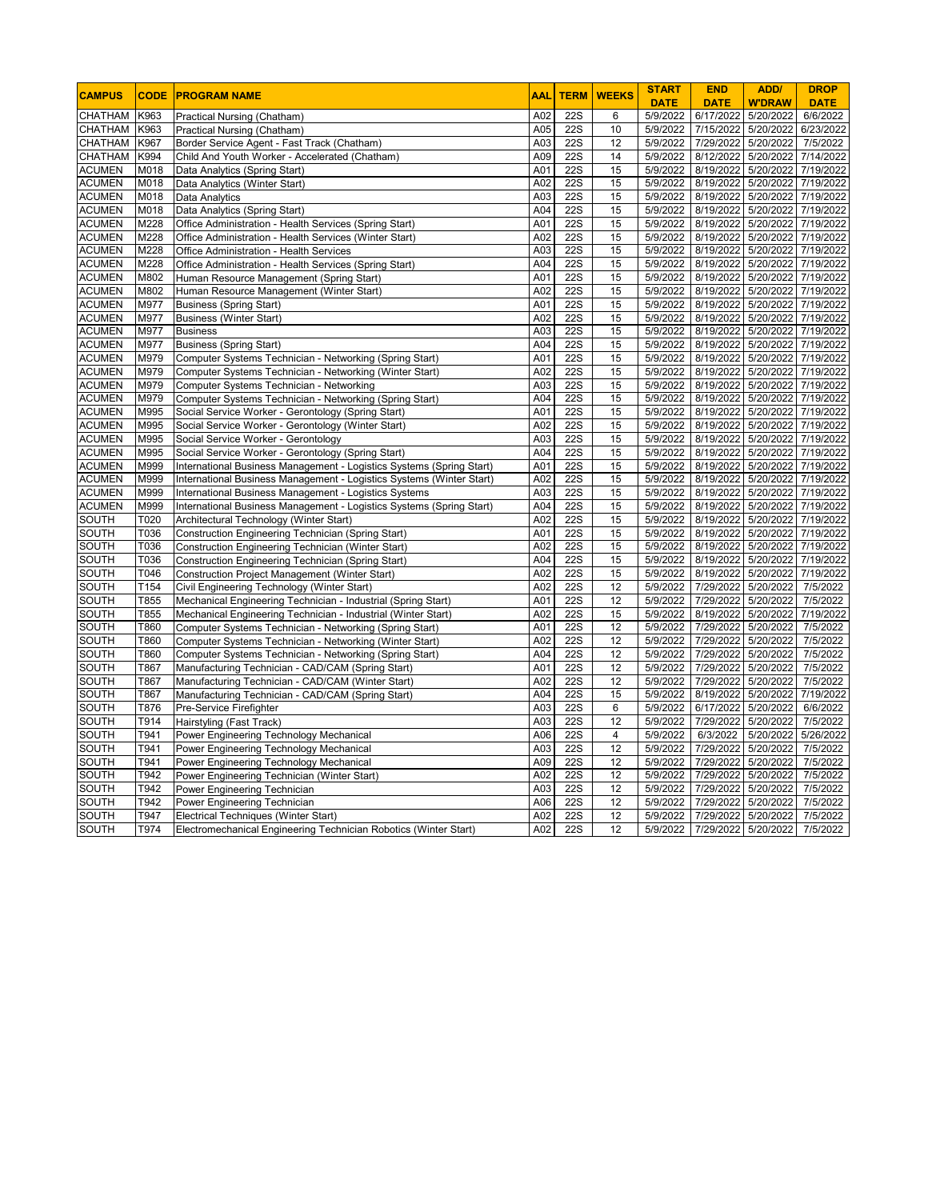| CAMPUS | CODE | PROGRAM NAME | AAL | TERM | WEEKS | START DATE | END DATE | ADD/ W'DRAW | DROP DATE |
|---|---|---|---|---|---|---|---|---|---|
| CHATHAM | K963 | Practical Nursing (Chatham) | A02 | 22S | 6 | 5/9/2022 | 6/17/2022 | 5/20/2022 | 6/6/2022 |
| CHATHAM | K963 | Practical Nursing (Chatham) | A05 | 22S | 10 | 5/9/2022 | 7/15/2022 | 5/20/2022 | 6/23/2022 |
| CHATHAM | K967 | Border Service Agent - Fast Track (Chatham) | A03 | 22S | 12 | 5/9/2022 | 7/29/2022 | 5/20/2022 | 7/5/2022 |
| CHATHAM | K994 | Child And Youth Worker - Accelerated (Chatham) | A09 | 22S | 14 | 5/9/2022 | 8/12/2022 | 5/20/2022 | 7/14/2022 |
| ACUMEN | M018 | Data Analytics (Spring Start) | A01 | 22S | 15 | 5/9/2022 | 8/19/2022 | 5/20/2022 | 7/19/2022 |
| ACUMEN | M018 | Data Analytics (Winter Start) | A02 | 22S | 15 | 5/9/2022 | 8/19/2022 | 5/20/2022 | 7/19/2022 |
| ACUMEN | M018 | Data Analytics | A03 | 22S | 15 | 5/9/2022 | 8/19/2022 | 5/20/2022 | 7/19/2022 |
| ACUMEN | M018 | Data Analytics (Spring Start) | A04 | 22S | 15 | 5/9/2022 | 8/19/2022 | 5/20/2022 | 7/19/2022 |
| ACUMEN | M228 | Office Administration - Health Services (Spring Start) | A01 | 22S | 15 | 5/9/2022 | 8/19/2022 | 5/20/2022 | 7/19/2022 |
| ACUMEN | M228 | Office Administration - Health Services (Winter Start) | A02 | 22S | 15 | 5/9/2022 | 8/19/2022 | 5/20/2022 | 7/19/2022 |
| ACUMEN | M228 | Office Administration - Health Services | A03 | 22S | 15 | 5/9/2022 | 8/19/2022 | 5/20/2022 | 7/19/2022 |
| ACUMEN | M228 | Office Administration - Health Services (Spring Start) | A04 | 22S | 15 | 5/9/2022 | 8/19/2022 | 5/20/2022 | 7/19/2022 |
| ACUMEN | M802 | Human Resource Management (Spring Start) | A01 | 22S | 15 | 5/9/2022 | 8/19/2022 | 5/20/2022 | 7/19/2022 |
| ACUMEN | M802 | Human Resource Management (Winter Start) | A02 | 22S | 15 | 5/9/2022 | 8/19/2022 | 5/20/2022 | 7/19/2022 |
| ACUMEN | M977 | Business (Spring Start) | A01 | 22S | 15 | 5/9/2022 | 8/19/2022 | 5/20/2022 | 7/19/2022 |
| ACUMEN | M977 | Business (Winter Start) | A02 | 22S | 15 | 5/9/2022 | 8/19/2022 | 5/20/2022 | 7/19/2022 |
| ACUMEN | M977 | Business | A03 | 22S | 15 | 5/9/2022 | 8/19/2022 | 5/20/2022 | 7/19/2022 |
| ACUMEN | M977 | Business (Spring Start) | A04 | 22S | 15 | 5/9/2022 | 8/19/2022 | 5/20/2022 | 7/19/2022 |
| ACUMEN | M979 | Computer Systems Technician - Networking (Spring Start) | A01 | 22S | 15 | 5/9/2022 | 8/19/2022 | 5/20/2022 | 7/19/2022 |
| ACUMEN | M979 | Computer Systems Technician - Networking (Winter Start) | A02 | 22S | 15 | 5/9/2022 | 8/19/2022 | 5/20/2022 | 7/19/2022 |
| ACUMEN | M979 | Computer Systems Technician - Networking | A03 | 22S | 15 | 5/9/2022 | 8/19/2022 | 5/20/2022 | 7/19/2022 |
| ACUMEN | M979 | Computer Systems Technician - Networking (Spring Start) | A04 | 22S | 15 | 5/9/2022 | 8/19/2022 | 5/20/2022 | 7/19/2022 |
| ACUMEN | M995 | Social Service Worker - Gerontology (Spring Start) | A01 | 22S | 15 | 5/9/2022 | 8/19/2022 | 5/20/2022 | 7/19/2022 |
| ACUMEN | M995 | Social Service Worker - Gerontology (Winter Start) | A02 | 22S | 15 | 5/9/2022 | 8/19/2022 | 5/20/2022 | 7/19/2022 |
| ACUMEN | M995 | Social Service Worker - Gerontology | A03 | 22S | 15 | 5/9/2022 | 8/19/2022 | 5/20/2022 | 7/19/2022 |
| ACUMEN | M995 | Social Service Worker - Gerontology (Spring Start) | A04 | 22S | 15 | 5/9/2022 | 8/19/2022 | 5/20/2022 | 7/19/2022 |
| ACUMEN | M999 | International Business Management - Logistics Systems (Spring Start) | A01 | 22S | 15 | 5/9/2022 | 8/19/2022 | 5/20/2022 | 7/19/2022 |
| ACUMEN | M999 | International Business Management - Logistics Systems (Winter Start) | A02 | 22S | 15 | 5/9/2022 | 8/19/2022 | 5/20/2022 | 7/19/2022 |
| ACUMEN | M999 | International Business Management - Logistics Systems | A03 | 22S | 15 | 5/9/2022 | 8/19/2022 | 5/20/2022 | 7/19/2022 |
| ACUMEN | M999 | International Business Management - Logistics Systems (Spring Start) | A04 | 22S | 15 | 5/9/2022 | 8/19/2022 | 5/20/2022 | 7/19/2022 |
| SOUTH | T020 | Architectural Technology (Winter Start) | A02 | 22S | 15 | 5/9/2022 | 8/19/2022 | 5/20/2022 | 7/19/2022 |
| SOUTH | T036 | Construction Engineering Technician (Spring Start) | A01 | 22S | 15 | 5/9/2022 | 8/19/2022 | 5/20/2022 | 7/19/2022 |
| SOUTH | T036 | Construction Engineering Technician (Winter Start) | A02 | 22S | 15 | 5/9/2022 | 8/19/2022 | 5/20/2022 | 7/19/2022 |
| SOUTH | T036 | Construction Engineering Technician (Spring Start) | A04 | 22S | 15 | 5/9/2022 | 8/19/2022 | 5/20/2022 | 7/19/2022 |
| SOUTH | T046 | Construction Project Management (Winter Start) | A02 | 22S | 15 | 5/9/2022 | 8/19/2022 | 5/20/2022 | 7/19/2022 |
| SOUTH | T154 | Civil Engineering Technology (Winter Start) | A02 | 22S | 12 | 5/9/2022 | 7/29/2022 | 5/20/2022 | 7/5/2022 |
| SOUTH | T855 | Mechanical Engineering Technician - Industrial (Spring Start) | A01 | 22S | 12 | 5/9/2022 | 7/29/2022 | 5/20/2022 | 7/5/2022 |
| SOUTH | T855 | Mechanical Engineering Technician - Industrial (Winter Start) | A02 | 22S | 15 | 5/9/2022 | 8/19/2022 | 5/20/2022 | 7/19/2022 |
| SOUTH | T860 | Computer Systems Technician - Networking (Spring Start) | A01 | 22S | 12 | 5/9/2022 | 7/29/2022 | 5/20/2022 | 7/5/2022 |
| SOUTH | T860 | Computer Systems Technician - Networking (Winter Start) | A02 | 22S | 12 | 5/9/2022 | 7/29/2022 | 5/20/2022 | 7/5/2022 |
| SOUTH | T860 | Computer Systems Technician - Networking (Spring Start) | A04 | 22S | 12 | 5/9/2022 | 7/29/2022 | 5/20/2022 | 7/5/2022 |
| SOUTH | T867 | Manufacturing Technician - CAD/CAM (Spring Start) | A01 | 22S | 12 | 5/9/2022 | 7/29/2022 | 5/20/2022 | 7/5/2022 |
| SOUTH | T867 | Manufacturing Technician - CAD/CAM (Winter Start) | A02 | 22S | 12 | 5/9/2022 | 7/29/2022 | 5/20/2022 | 7/5/2022 |
| SOUTH | T867 | Manufacturing Technician - CAD/CAM (Spring Start) | A04 | 22S | 15 | 5/9/2022 | 8/19/2022 | 5/20/2022 | 7/19/2022 |
| SOUTH | T876 | Pre-Service Firefighter | A03 | 22S | 6 | 5/9/2022 | 6/17/2022 | 5/20/2022 | 6/6/2022 |
| SOUTH | T914 | Hairstyling (Fast Track) | A03 | 22S | 12 | 5/9/2022 | 7/29/2022 | 5/20/2022 | 7/5/2022 |
| SOUTH | T941 | Power Engineering Technology Mechanical | A06 | 22S | 4 | 5/9/2022 | 6/3/2022 | 5/20/2022 | 5/26/2022 |
| SOUTH | T941 | Power Engineering Technology Mechanical | A03 | 22S | 12 | 5/9/2022 | 7/29/2022 | 5/20/2022 | 7/5/2022 |
| SOUTH | T941 | Power Engineering Technology Mechanical | A09 | 22S | 12 | 5/9/2022 | 7/29/2022 | 5/20/2022 | 7/5/2022 |
| SOUTH | T942 | Power Engineering Technician (Winter Start) | A02 | 22S | 12 | 5/9/2022 | 7/29/2022 | 5/20/2022 | 7/5/2022 |
| SOUTH | T942 | Power Engineering Technician | A03 | 22S | 12 | 5/9/2022 | 7/29/2022 | 5/20/2022 | 7/5/2022 |
| SOUTH | T942 | Power Engineering Technician | A06 | 22S | 12 | 5/9/2022 | 7/29/2022 | 5/20/2022 | 7/5/2022 |
| SOUTH | T947 | Electrical Techniques (Winter Start) | A02 | 22S | 12 | 5/9/2022 | 7/29/2022 | 5/20/2022 | 7/5/2022 |
| SOUTH | T974 | Electromechanical Engineering Technician Robotics (Winter Start) | A02 | 22S | 12 | 5/9/2022 | 7/29/2022 | 5/20/2022 | 7/5/2022 |